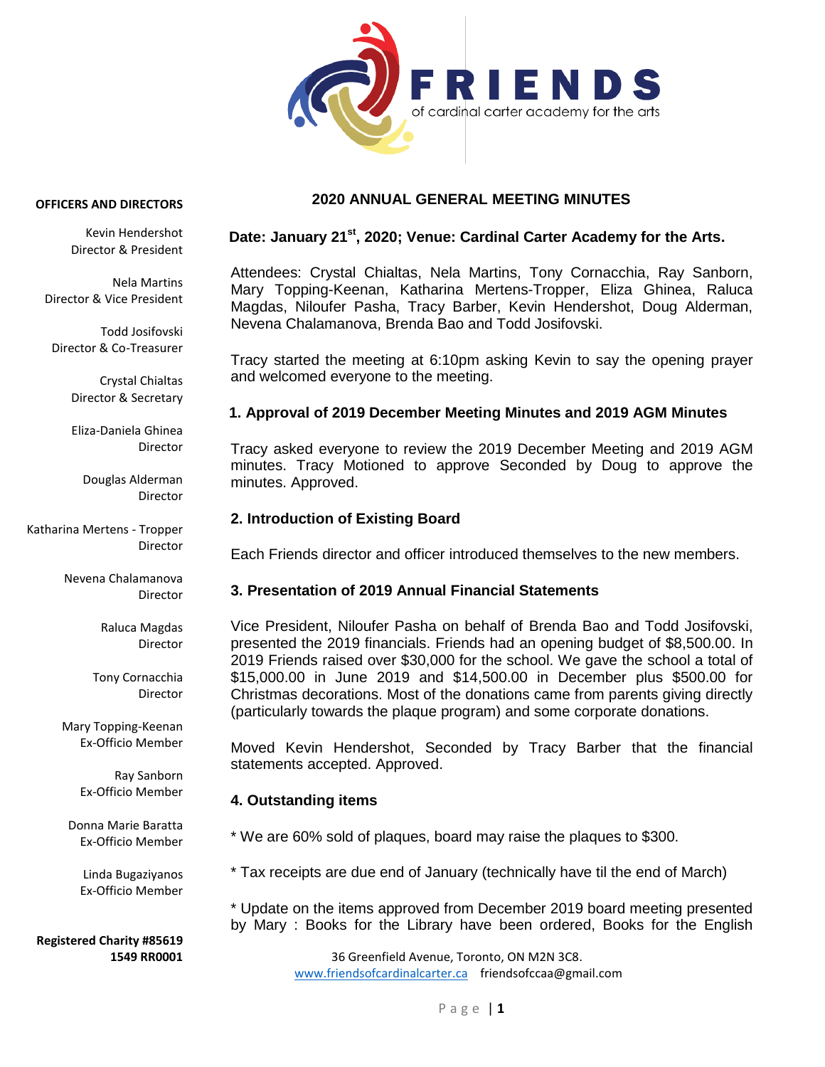**FRIENDS**
of cardinal carter academy for the arts

**OFFICERS AND DIRECTORS**

Kevin Hendershot
Director & President

Nela Martins
Director & Vice President

Todd Josifovski
Director & Co-Treasurer

Crystal Chialtas
Director & Secretary

Eliza-Daniela Ghinea
Director

Douglas Alderman
Director

Katharina Mertens - Tropper
Director

Nevena Chalamanova
Director

Raluca Magdas
Director

Tony Cornacchia
Director

Mary Topping-Keenan
Ex-Officio Member

Ray Sanborn
Ex-Officio Member

Donna Marie Baratta
Ex-Officio Member

Linda Bugaziyanos
Ex-Officio Member

**Registered Charity #85619 1549 RR0001**

## 2020 ANNUAL GENERAL MEETING MINUTES

**Date: January 21st, 2020; Venue: Cardinal Carter Academy for the Arts.**

Attendees: Crystal Chialtas, Nela Martins, Tony Cornacchia, Ray Sanborn, Mary Topping-Keenan, Katharina Mertens-Tropper, Eliza Ghinea, Raluca Magdas, Niloufer Pasha, Tracy Barber, Kevin Hendershot, Doug Alderman, Nevena Chalamanova, Brenda Bao and Todd Josifovski.

Tracy started the meeting at 6:10pm asking Kevin to say the opening prayer and welcomed everyone to the meeting.

### 1. Approval of 2019 December Meeting Minutes and 2019 AGM Minutes

Tracy asked everyone to review the 2019 December Meeting and 2019 AGM minutes. Tracy Motioned to approve Seconded by Doug to approve the minutes. Approved.

### 2. Introduction of Existing Board

Each Friends director and officer introduced themselves to the new members.

### 3. Presentation of 2019 Annual Financial Statements

Vice President, Niloufer Pasha on behalf of Brenda Bao and Todd Josifovski, presented the 2019 financials. Friends had an opening budget of $8,500.00. In 2019 Friends raised over $30,000 for the school. We gave the school a total of $15,000.00 in June 2019 and $14,500.00 in December plus $500.00 for Christmas decorations. Most of the donations came from parents giving directly (particularly towards the plaque program) and some corporate donations.

Moved Kevin Hendershot, Seconded by Tracy Barber that the financial statements accepted. Approved.

### 4. Outstanding items

* We are 60% sold of plaques, board may raise the plaques to $300.

* Tax receipts are due end of January (technically have til the end of March)

* Update on the items approved from December 2019 board meeting presented by Mary : Books for the Library have been ordered, Books for the English

36 Greenfield Avenue, Toronto, ON M2N 3C8.
www.friendsofcardinalcarter.ca friendsofccaa@gmail.com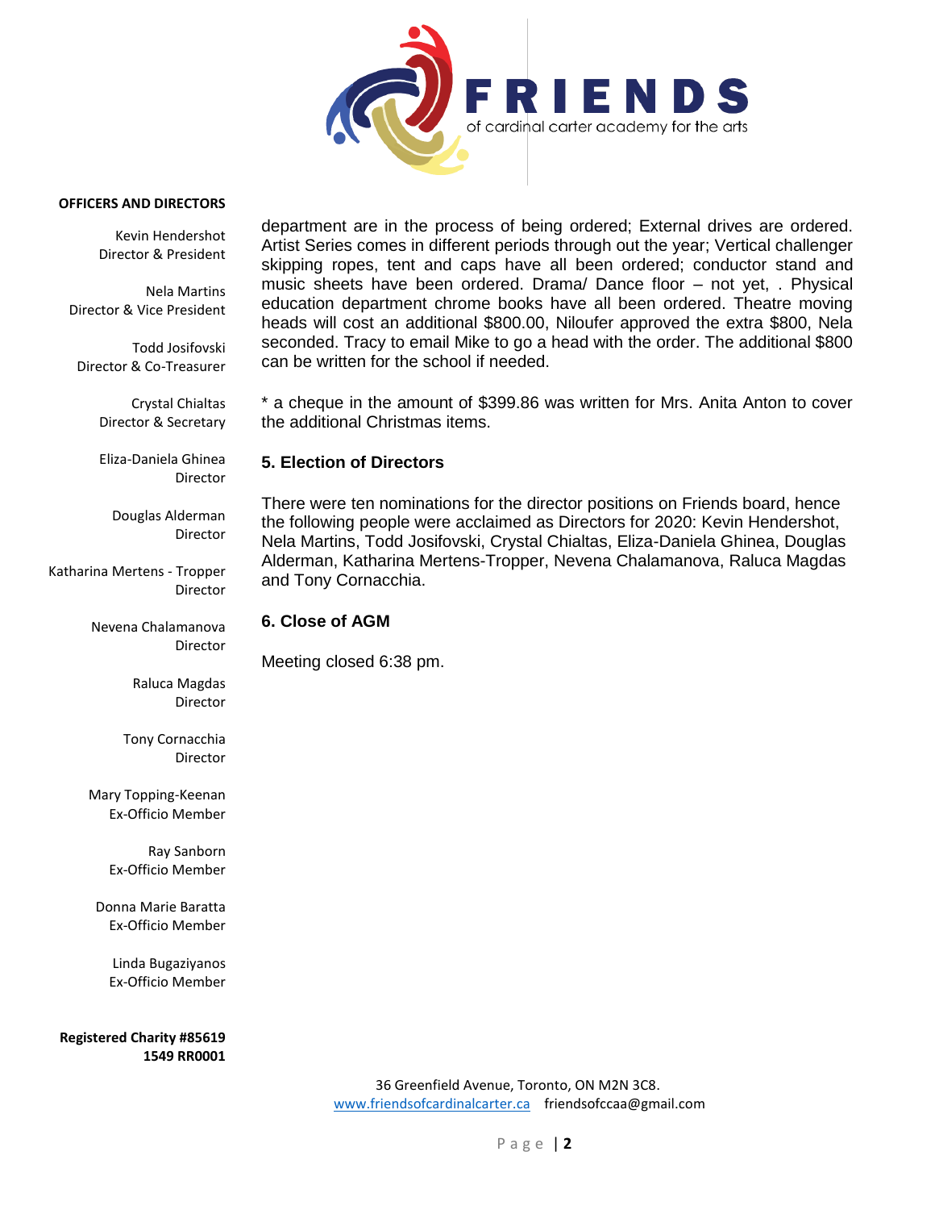**FRIENDS** of cardinal carter academy for the arts

**OFFICERS AND DIRECTORS**

Kevin Hendershot
Director & President

Nela Martins
Director & Vice President

Todd Josifovski
Director & Co-Treasurer

Crystal Chialtas
Director & Secretary

Eliza-Daniela Ghinea
Director

Douglas Alderman
Director

Katharina Mertens - Tropper
Director

Nevena Chalamanova
Director

Raluca Magdas
Director

Tony Cornacchia
Director

Mary Topping-Keenan
Ex-Officio Member

Ray Sanborn
Ex-Officio Member

Donna Marie Baratta
Ex-Officio Member

Linda Bugaziyanos
Ex-Officio Member

**Registered Charity #85619 1549 RR0001**

department are in the process of being ordered; External drives are ordered. Artist Series comes in different periods through out the year; Vertical challenger skipping ropes, tent and caps have all been ordered; conductor stand and music sheets have been ordered. Drama/ Dance floor – not yet, . Physical education department chrome books have all been ordered. Theatre moving heads will cost an additional $800.00, Niloufer approved the extra $800, Nela seconded. Tracy to email Mike to go a head with the order. The additional $800 can be written for the school if needed.

* a cheque in the amount of $399.86 was written for Mrs. Anita Anton to cover the additional Christmas items.

### 5. Election of Directors

There were ten nominations for the director positions on Friends board, hence the following people were acclaimed as Directors for 2020: Kevin Hendershot, Nela Martins, Todd Josifovski, Crystal Chialtas, Eliza-Daniela Ghinea, Douglas Alderman, Katharina Mertens-Tropper, Nevena Chalamanova, Raluca Magdas and Tony Cornacchia.

### 6. Close of AGM

Meeting closed 6:38 pm.

36 Greenfield Avenue, Toronto, ON M2N 3C8.
www.friendsofcardinalcarter.ca friendsofccaa@gmail.com